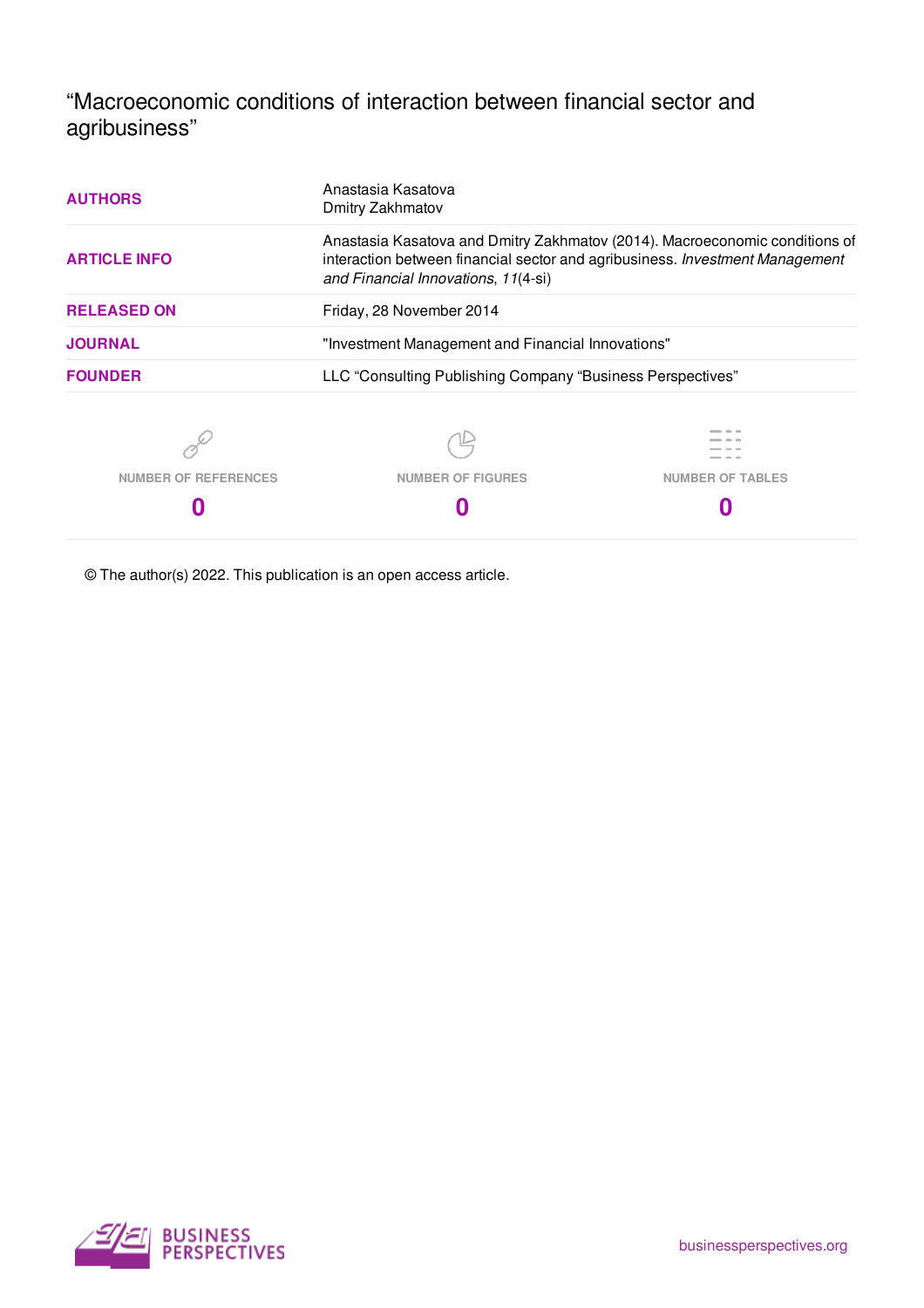# “Macroeconomic conditions of interaction between financial sector and agribusiness”

| | |
|---|---|
| **AUTHORS** | Anastasia Kasatova<br>Dmitry Zakhmatov |
| **ARTICLE INFO** | Anastasia Kasatova and Dmitry Zakhmatov (2014). Macroeconomic conditions of interaction between financial sector and agribusiness. *Investment Management and Financial Innovations*, *11*(4-si) |
| **RELEASED ON** | Friday, 28 November 2014 |
| **JOURNAL** | "Investment Management and Financial Innovations" |
| **FOUNDER** | LLC “Consulting Publishing Company “Business Perspectives” |

| NUMBER OF REFERENCES | NUMBER OF FIGURES | NUMBER OF TABLES |
|---|---|---|
| 0 | 0 | 0 |

© The author(s) 2022. This publication is an open access article.

BUSINESS PERSPECTIVES

businessperspectives.org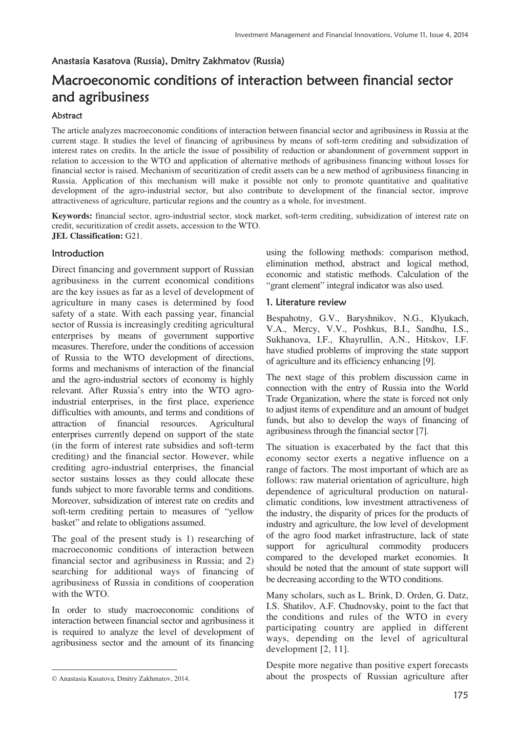Anastasia Kasatova (Russia), Dmitry Zakhmatov (Russia)

# Macroeconomic conditions of interaction between financial sector and agribusiness

### Abstract

The article analyzes macroeconomic conditions of interaction between financial sector and agribusiness in Russia at the current stage. It studies the level of financing of agribusiness by means of soft-term crediting and subsidization of interest rates on credits. In the article the issue of possibility of reduction or abandonment of government support in relation to accession to the WTO and application of alternative methods of agribusiness financing without losses for financial sector is raised. Mechanism of securitization of credit assets can be a new method of agribusiness financing in Russia. Application of this mechanism will make it possible not only to promote quantitative and qualitative development of the agro-industrial sector, but also contribute to development of the financial sector, improve attractiveness of agriculture, particular regions and the country as a whole, for investment.

**Keywords:** financial sector, agro-industrial sector, stock market, soft-term crediting, subsidization of interest rate on credit, securitization of credit assets, accession to the WTO.

**JEL Classification:** G21.

## Introduction

Direct financing and government support of Russian agribusiness in the current economical conditions are the key issues as far as a level of development of agriculture in many cases is determined by food safety of a state. With each passing year, financial sector of Russia is increasingly crediting agricultural enterprises by means of government supportive measures. Therefore, under the conditions of accession of Russia to the WTO development of directions, forms and mechanisms of interaction of the financial and the agro-industrial sectors of economy is highly relevant. After Russia's entry into the WTO agro-industrial enterprises, in the first place, experience difficulties with amounts, and terms and conditions of attraction of financial resources. Agricultural enterprises currently depend on support of the state (in the form of interest rate subsidies and soft-term crediting) and the financial sector. However, while crediting agro-industrial enterprises, the financial sector sustains losses as they could allocate these funds subject to more favorable terms and conditions. Moreover, subsidization of interest rate on credits and soft-term crediting pertain to measures of "yellow basket" and relate to obligations assumed.

The goal of the present study is 1) researching of macroeconomic conditions of interaction between financial sector and agribusiness in Russia; and 2) searching for additional ways of financing of agribusiness of Russia in conditions of cooperation with the WTO.

In order to study macroeconomic conditions of interaction between financial sector and agribusiness it is required to analyze the level of development of agribusiness sector and the amount of its financing using the following methods: comparison method, elimination method, abstract and logical method, economic and statistic methods. Calculation of the "grant element" integral indicator was also used.

## 1. Literature review

Bespahotny, G.V., Baryshnikov, N.G., Klyukach, V.A., Mercy, V.V., Poshkus, B.I., Sandhu, I.S., Sukhanova, I.F., Khayrullin, A.N., Hitskov, I.F. have studied problems of improving the state support of agriculture and its efficiency enhancing [9].

The next stage of this problem discussion came in connection with the entry of Russia into the World Trade Organization, where the state is forced not only to adjust items of expenditure and an amount of budget funds, but also to develop the ways of financing of agribusiness through the financial sector [7].

The situation is exacerbated by the fact that this economy sector exerts a negative influence on a range of factors. The most important of which are as follows: raw material orientation of agriculture, high dependence of agricultural production on natural-climatic conditions, low investment attractiveness of the industry, the disparity of prices for the products of industry and agriculture, the low level of development of the agro food market infrastructure, lack of state support for agricultural commodity producers compared to the developed market economies. It should be noted that the amount of state support will be decreasing according to the WTO conditions.

Many scholars, such as L. Brink, D. Orden, G. Datz, I.S. Shatilov, A.F. Chudnovsky, point to the fact that the conditions and rules of the WTO in every participating country are applied in different ways, depending on the level of agricultural development [2, 11].

Despite more negative than positive expert forecasts about the prospects of Russian agriculture after

© Anastasia Kasatova, Dmitry Zakhmatov, 2014.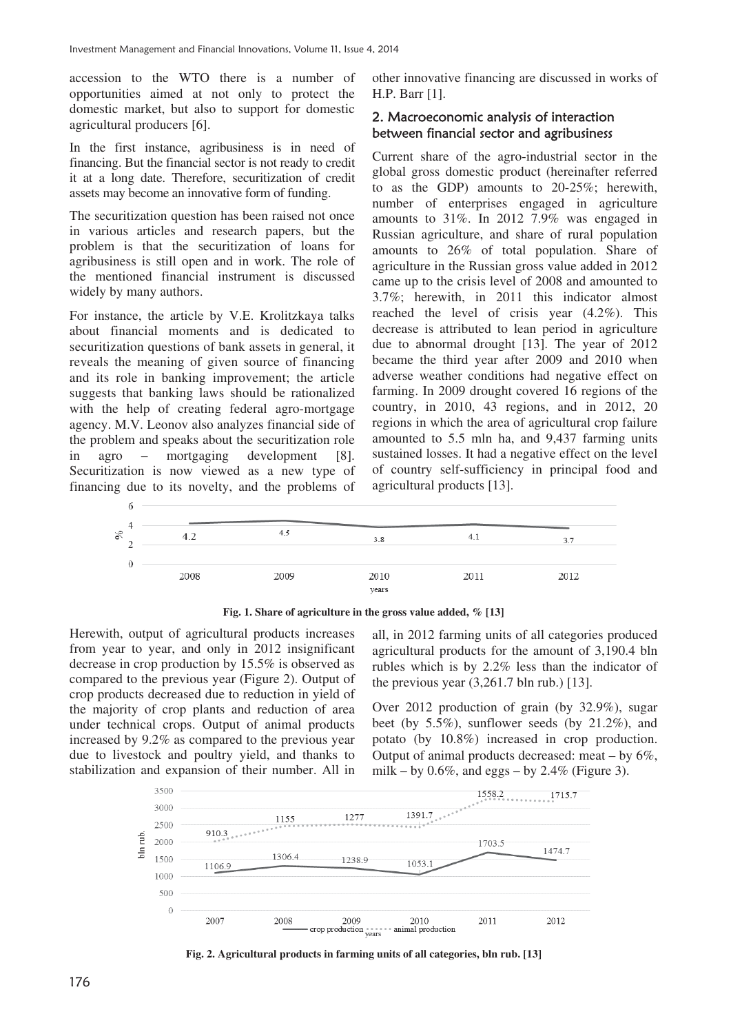accession to the WTO there is a number of opportunities aimed at not only to protect the domestic market, but also to support for domestic agricultural producers [6].

In the first instance, agribusiness is in need of financing. But the financial sector is not ready to credit it at a long date. Therefore, securitization of credit assets may become an innovative form of funding.

The securitization question has been raised not once in various articles and research papers, but the problem is that the securitization of loans for agribusiness is still open and in work. The role of the mentioned financial instrument is discussed widely by many authors.

For instance, the article by V.E. Krolitzkaya talks about financial moments and is dedicated to securitization questions of bank assets in general, it reveals the meaning of given source of financing and its role in banking improvement; the article suggests that banking laws should be rationalized with the help of creating federal agro-mortgage agency. M.V. Leonov also analyzes financial side of the problem and speaks about the securitization role in agro – mortgaging development [8]. Securitization is now viewed as a new type of financing due to its novelty, and the problems of other innovative financing are discussed in works of H.P. Barr [1].

## 2. Macroeconomic analysis of interaction between financial sector and agribusiness

Current share of the agro-industrial sector in the global gross domestic product (hereinafter referred to as the GDP) amounts to 20-25%; herewith, number of enterprises engaged in agriculture amounts to 31%. In 2012 7.9% was engaged in Russian agriculture, and share of rural population amounts to 26% of total population. Share of agriculture in the Russian gross value added in 2012 came up to the crisis level of 2008 and amounted to 3.7%; herewith, in 2011 this indicator almost reached the level of crisis year (4.2%). This decrease is attributed to lean period in agriculture due to abnormal drought [13]. The year of 2012 became the third year after 2009 and 2010 when adverse weather conditions had negative effect on farming. In 2009 drought covered 16 regions of the country, in 2010, 43 regions, and in 2012, 20 regions in which the area of agricultural crop failure amounted to 5.5 mln ha, and 9,437 farming units sustained losses. It had a negative effect on the level of country self-sufficiency in principal food and agricultural products [13].

| Year | 2008 | 2009 | 2010 | 2011 | 2012 |
|---|---|---|---|---|---|
| % | 4.2 | 4.5 | 3.8 | 4.1 | 3.7 |

**Fig. 1. Share of agriculture in the gross value added, % [13]**

Herewith, output of agricultural products increases from year to year, and only in 2012 insignificant decrease in crop production by 15.5% is observed as compared to the previous year (Figure 2). Output of crop products decreased due to reduction in yield of the majority of crop plants and reduction of area under technical crops. Output of animal products increased by 9.2% as compared to the previous year due to livestock and poultry yield, and thanks to stabilization and expansion of their number. All in all, in 2012 farming units of all categories produced agricultural products for the amount of 3,190.4 bln rubles which is by 2.2% less than the indicator of the previous year (3,261.7 bln rub.) [13].

Over 2012 production of grain (by 32.9%), sugar beet (by 5.5%), sunflower seeds (by 21.2%), and potato (by 10.8%) increased in crop production. Output of animal products decreased: meat – by 6%, milk – by 0.6%, and eggs – by 2.4% (Figure 3).

| Years | 2007 | 2008 | 2009 | 2010 | 2011 | 2012 |
|---|---|---|---|---|---|---|
| crop production (bln rub.) | 1106.9 | 1306.4 | 1238.9 | 1053.1 | 1703.5 | 1474.7 |
| animal production (bln rub.) | 910.3 | 1155 | 1277 | 1391.7 | 1558.2 | 1715.7 |

**Fig. 2. Agricultural products in farming units of all categories, bln rub. [13]**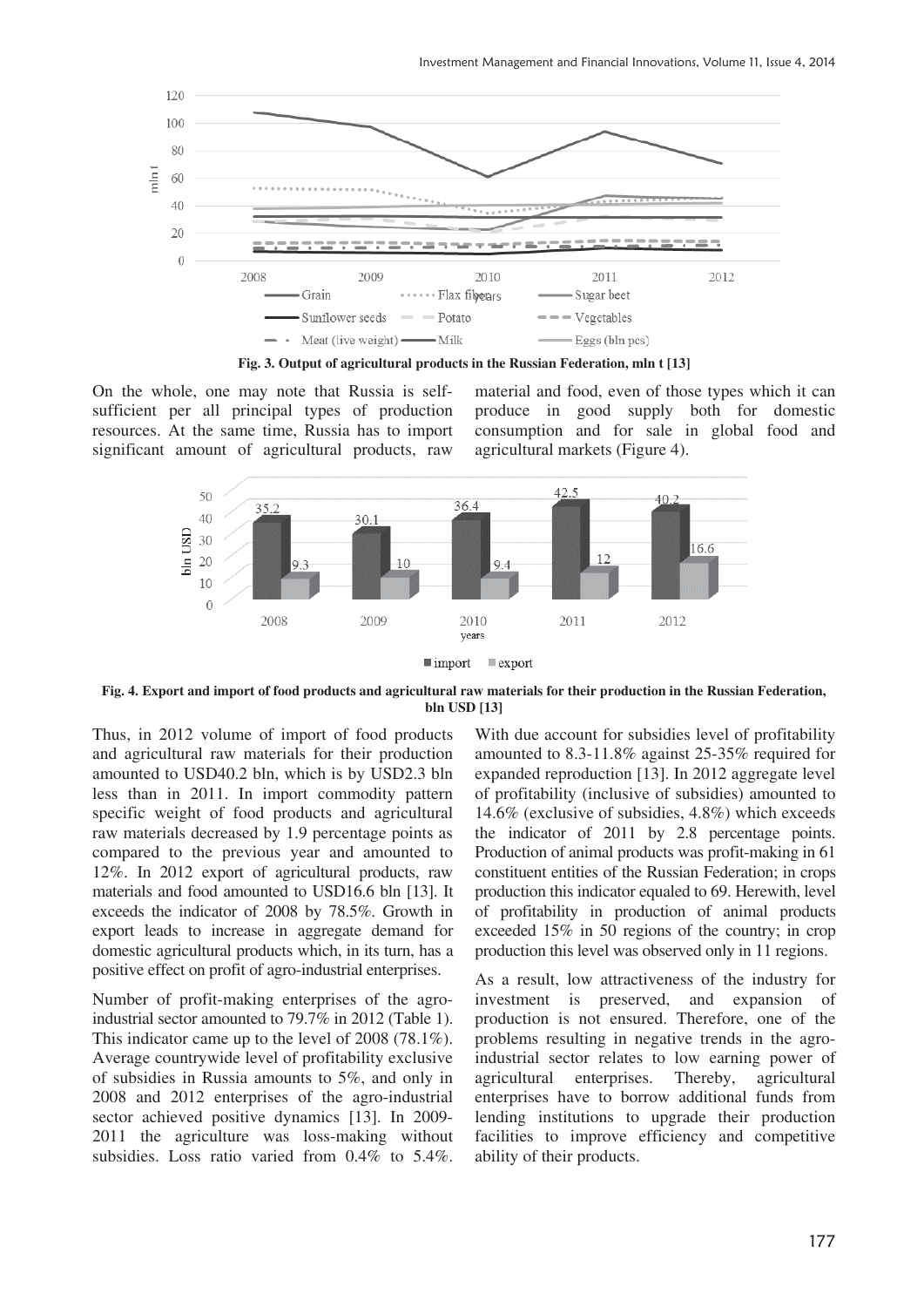Fig. 3. Output of agricultural products in the Russian Federation, mln t [13]

On the whole, one may note that Russia is self-sufficient per all principal types of production resources. At the same time, Russia has to import significant amount of agricultural products, raw material and food, even of those types which it can produce in good supply both for domestic consumption and for sale in global food and agricultural markets (Figure 4).

Fig. 4. Export and import of food products and agricultural raw materials for their production in the Russian Federation, bln USD [13]

Thus, in 2012 volume of import of food products and agricultural raw materials for their production amounted to USD40.2 bln, which is by USD2.3 bln less than in 2011. In import commodity pattern specific weight of food products and agricultural raw materials decreased by 1.9 percentage points as compared to the previous year and amounted to 12%. In 2012 export of agricultural products, raw materials and food amounted to USD16.6 bln [13]. It exceeds the indicator of 2008 by 78.5%. Growth in export leads to increase in aggregate demand for domestic agricultural products which, in its turn, has a positive effect on profit of agro-industrial enterprises.

Number of profit-making enterprises of the agro-industrial sector amounted to 79.7% in 2012 (Table 1). This indicator came up to the level of 2008 (78.1%). Average countrywide level of profitability exclusive of subsidies in Russia amounts to 5%, and only in 2008 and 2012 enterprises of the agro-industrial sector achieved positive dynamics [13]. In 2009-2011 the agriculture was loss-making without subsidies. Loss ratio varied from 0.4% to 5.4%. With due account for subsidies level of profitability amounted to 8.3-11.8% against 25-35% required for expanded reproduction [13]. In 2012 aggregate level of profitability (inclusive of subsidies) amounted to 14.6% (exclusive of subsidies, 4.8%) which exceeds the indicator of 2011 by 2.8 percentage points. Production of animal products was profit-making in 61 constituent entities of the Russian Federation; in crops production this indicator equaled to 69. Herewith, level of profitability in production of animal products exceeded 15% in 50 regions of the country; in crop production this level was observed only in 11 regions.

As a result, low attractiveness of the industry for investment is preserved, and expansion of production is not ensured. Therefore, one of the problems resulting in negative trends in the agro-industrial sector relates to low earning power of agricultural enterprises. Thereby, agricultural enterprises have to borrow additional funds from lending institutions to upgrade their production facilities to improve efficiency and competitive ability of their products.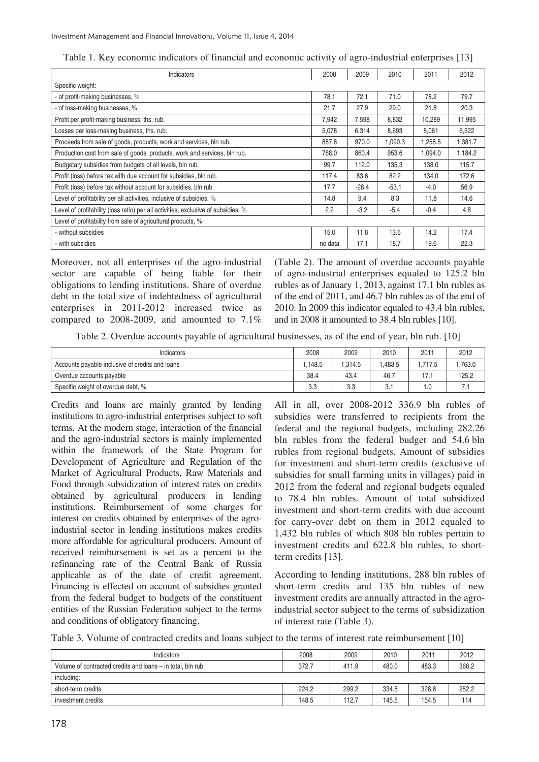Table 1. Key economic indicators of financial and economic activity of agro-industrial enterprises [13]

| Indicators | 2008 | 2009 | 2010 | 2011 | 2012 |
|---|---|---|---|---|---|
| Specific weight: | | | | | |
| - of profit-making businesses, % | 78.1 | 72.1 | 71.0 | 78.2 | 79.7 |
| - of loss-making businesses, % | 21.7 | 27.9 | 29.0 | 21.8 | 20.3 |
| Profit per profit-making business, ths. rub. | 7,942 | 7,598 | 8,832 | 10,289 | 11,995 |
| Losses per loss-making business, ths. rub. | 5,078 | 6,314 | 8,693 | 8,061 | 6,522 |
| Proceeds from sale of goods, products, work and services, bln rub. | 887.8 | 970.0 | 1,090.3 | 1,258.5 | 1,381.7 |
| Production cost from sale of goods, products, work and services, bln rub. | 768.0 | 860.4 | 953.6 | 1,094.0 | 1,184.2 |
| Budgetary subsidies from budgets of all levels, bln rub. | 99.7 | 112.0 | 135.3 | 138.0 | 115.7 |
| Profit (loss) before tax with due account for subsidies, bln rub. | 117.4 | 83.6 | 82.2 | 134.0 | 172.6 |
| Profit (loss) before tax without account for subsidies, bln rub. | 17.7 | -28.4 | -53.1 | -4.0 | 56.9 |
| Level of profitability per all activities, inclusive of subsidies, % | 14.8 | 9.4 | 8.3 | 11.8 | 14.6 |
| Level of profitability (loss ratio) per all activities, exclusive of subsidies, % | 2.2 | -3.2 | -5.4 | -0.4 | 4.8 |
| Level of profitability from sale of agricultural products, % | | | | | |
| - without subsidies | 15.0 | 11.8 | 13.6 | 14.2 | 17.4 |
| - with subsidies | no data | 17.1 | 18.7 | 19.6 | 22.3 |

Moreover, not all enterprises of the agro-industrial sector are capable of being liable for their obligations to lending institutions. Share of overdue debt in the total size of indebtedness of agricultural enterprises in 2011-2012 increased twice as compared to 2008-2009, and amounted to 7.1% (Table 2). The amount of overdue accounts payable of agro-industrial enterprises equaled to 125.2 bln rubles as of January 1, 2013, against 17.1 bln rubles as of the end of 2011, and 46.7 bln rubles as of the end of 2010. In 2009 this indicator equaled to 43.4 bln rubles, and in 2008 it amounted to 38.4 bln rubles [10].

Table 2. Overdue accounts payable of agricultural businesses, as of the end of year, bln rub. [10]

| Indicators | 2008 | 2009 | 2010 | 2011 | 2012 |
|---|---|---|---|---|---|
| Accounts payable inclusive of credits and loans | 1,148.5 | 1,314.5 | 1,483.5 | 1,717.5 | 1,763.0 |
| Overdue accounts payable | 38.4 | 43.4 | 46.7 | 17.1 | 125.2 |
| Specific weight of overdue debt, % | 3.3 | 3.3 | 3.1 | 1.0 | 7.1 |

Credits and loans are mainly granted by lending institutions to agro-industrial enterprises subject to soft terms. At the modern stage, interaction of the financial and the agro-industrial sectors is mainly implemented within the framework of the State Program for Development of Agriculture and Regulation of the Market of Agricultural Products, Raw Materials and Food through subsidization of interest rates on credits obtained by agricultural producers in lending institutions. Reimbursement of some charges for interest on credits obtained by enterprises of the agro-industrial sector in lending institutions makes credits more affordable for agricultural producers. Amount of received reimbursement is set as a percent to the refinancing rate of the Central Bank of Russia applicable as of the date of credit agreement. Financing is effected on account of subsidies granted from the federal budget to budgets of the constituent entities of the Russian Federation subject to the terms and conditions of obligatory financing.

All in all, over 2008-2012 336.9 bln rubles of subsidies were transferred to recipients from the federal and the regional budgets, including 282.26 bln rubles from the federal budget and 54.6 bln rubles from regional budgets. Amount of subsidies for investment and short-term credits (exclusive of subsidies for small farming units in villages) paid in 2012 from the federal and regional budgets equaled to 78.4 bln rubles. Amount of total subsidized investment and short-term credits with due account for carry-over debt on them in 2012 equaled to 1,432 bln rubles of which 808 bln rubles pertain to investment credits and 622.8 bln rubles, to short-term credits [13].

According to lending institutions, 288 bln rubles of short-term credits and 135 bln rubles of new investment credits are annually attracted in the agro-industrial sector subject to the terms of subsidization of interest rate (Table 3).

Table 3. Volume of contracted credits and loans subject to the terms of interest rate reimbursement [10]

| Indicators | 2008 | 2009 | 2010 | 2011 | 2012 |
|---|---|---|---|---|---|
| Volume of contracted credits and loans – in total, bln rub. | 372.7 | 411.9 | 480.0 | 483.3 | 366.2 |
| including: | | | | | |
| short-term credits | 224.2 | 299.2 | 334.5 | 328.8 | 252.2 |
| investment credits | 148.5 | 112.7 | 145.5 | 154.5 | 114 |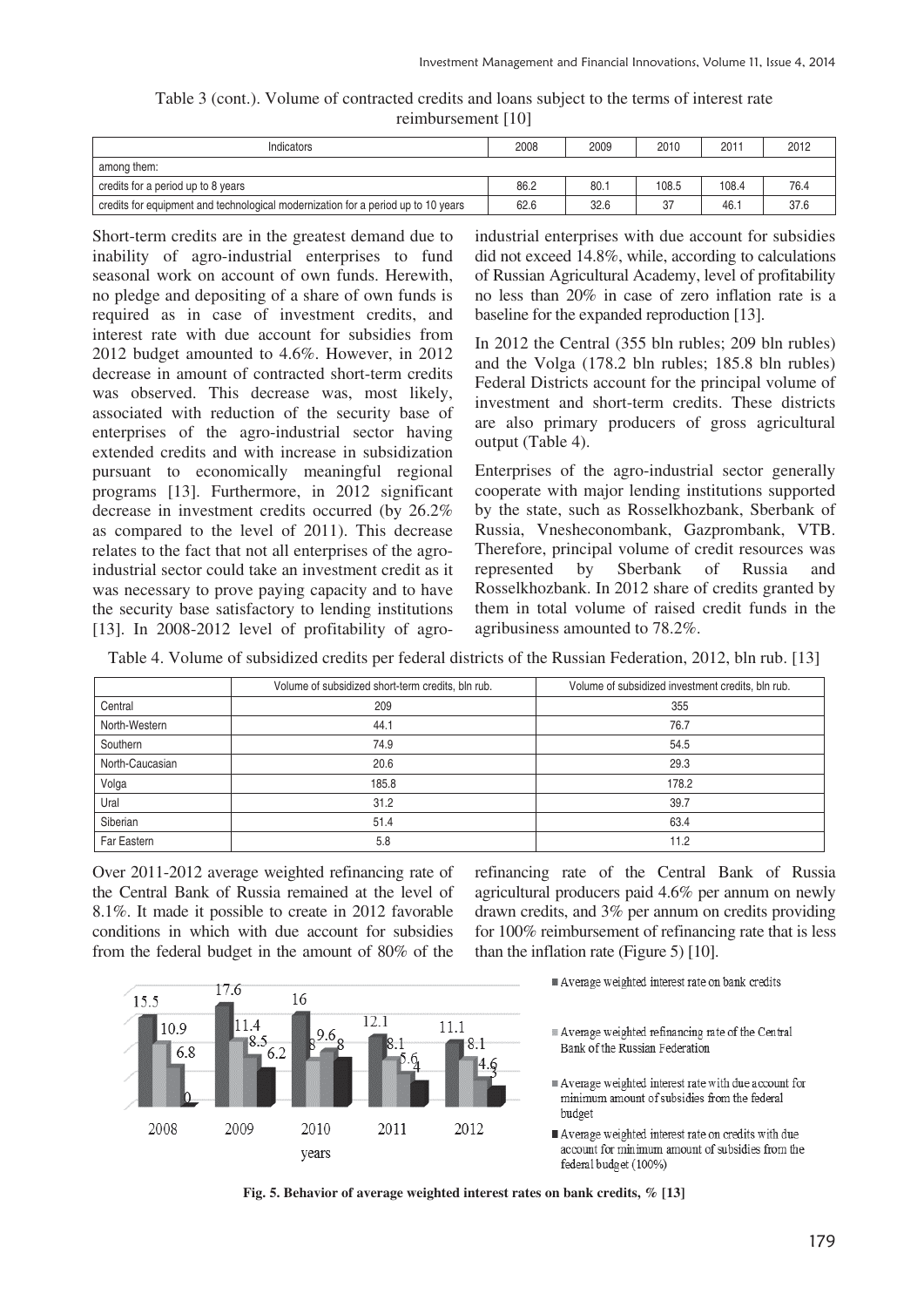Table 3 (cont.). Volume of contracted credits and loans subject to the terms of interest rate reimbursement [10]

| Indicators | 2008 | 2009 | 2010 | 2011 | 2012 |
|---|---|---|---|---|---|
| among them: | | | | | |
| credits for a period up to 8 years | 86.2 | 80.1 | 108.5 | 108.4 | 76.4 |
| credits for equipment and technological modernization for a period up to 10 years | 62.6 | 32.6 | 37 | 46.1 | 37.6 |

Short-term credits are in the greatest demand due to inability of agro-industrial enterprises to fund seasonal work on account of own funds. Herewith, no pledge and depositing of a share of own funds is required as in case of investment credits, and interest rate with due account for subsidies from 2012 budget amounted to 4.6%. However, in 2012 decrease in amount of contracted short-term credits was observed. This decrease was, most likely, associated with reduction of the security base of enterprises of the agro-industrial sector having extended credits and with increase in subsidization pursuant to economically meaningful regional programs [13]. Furthermore, in 2012 significant decrease in investment credits occurred (by 26.2% as compared to the level of 2011). This decrease relates to the fact that not all enterprises of the agro-industrial sector could take an investment credit as it was necessary to prove paying capacity and to have the security base satisfactory to lending institutions [13]. In 2008-2012 level of profitability of agro-industrial enterprises with due account for subsidies did not exceed 14.8%, while, according to calculations of Russian Agricultural Academy, level of profitability no less than 20% in case of zero inflation rate is a baseline for the expanded reproduction [13].

In 2012 the Central (355 bln rubles; 209 bln rubles) and the Volga (178.2 bln rubles; 185.8 bln rubles) Federal Districts account for the principal volume of investment and short-term credits. These districts are also primary producers of gross agricultural output (Table 4).

Enterprises of the agro-industrial sector generally cooperate with major lending institutions supported by the state, such as Rosselkhozbank, Sberbank of Russia, Vnesheconombank, Gazprombank, VTB. Therefore, principal volume of credit resources was represented by Sberbank of Russia and Rosselkhozbank. In 2012 share of credits granted by them in total volume of raised credit funds in the agribusiness amounted to 78.2%.

Table 4. Volume of subsidized credits per federal districts of the Russian Federation, 2012, bln rub. [13]

| | Volume of subsidized short-term credits, bln rub. | Volume of subsidized investment credits, bln rub. |
|---|---|---|
| Central | 209 | 355 |
| North-Western | 44.1 | 76.7 |
| Southern | 74.9 | 54.5 |
| North-Caucasian | 20.6 | 29.3 |
| Volga | 185.8 | 178.2 |
| Ural | 31.2 | 39.7 |
| Siberian | 51.4 | 63.4 |
| Far Eastern | 5.8 | 11.2 |

Over 2011-2012 average weighted refinancing rate of the Central Bank of Russia remained at the level of 8.1%. It made it possible to create in 2012 favorable conditions in which with due account for subsidies from the federal budget in the amount of 80% of the refinancing rate of the Central Bank of Russia agricultural producers paid 4.6% per annum on newly drawn credits, and 3% per annum on credits providing for 100% reimbursement of refinancing rate that is less than the inflation rate (Figure 5) [10].

| years | Average weighted interest rate on bank credits | Average weighted refinancing rate of the Central Bank of the Russian Federation | Average weighted interest rate with due account for minimum amount of subsidies from the federal budget | Average weighted interest rate on credits with due account for minimum amount of subsidies from the federal budget (100%) |
|---|---|---|---|---|
| 2008 | 15.5 | 10.9 | 6.8 | 0 |
| 2009 | 17.6 | 11.4 | 8.5 | 6.2 |
| 2010 | 16 | 8 | 9.6 | 8 |
| 2011 | 12.1 | 8.1 | 5.6 | 4 |
| 2012 | 11.1 | 8.1 | 4.6 | 3 |

**Fig. 5. Behavior of average weighted interest rates on bank credits, % [13]**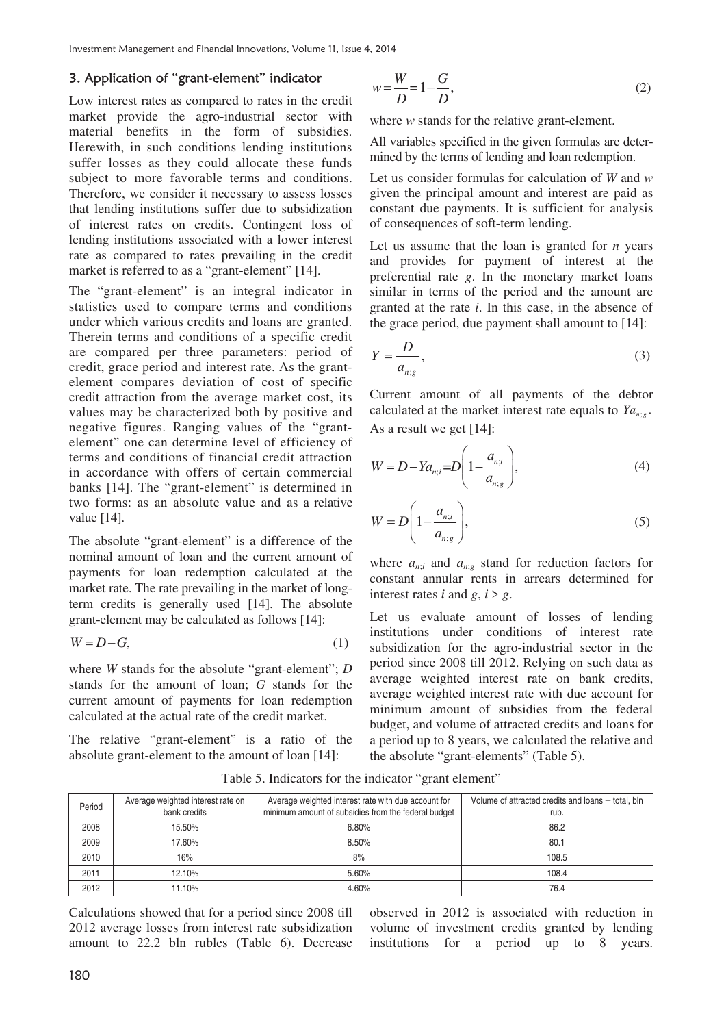## 3. Application of "grant-element" indicator

Low interest rates as compared to rates in the credit market provide the agro-industrial sector with material benefits in the form of subsidies. Herewith, in such conditions lending institutions suffer losses as they could allocate these funds subject to more favorable terms and conditions. Therefore, we consider it necessary to assess losses that lending institutions suffer due to subsidization of interest rates on credits. Contingent loss of lending institutions associated with a lower interest rate as compared to rates prevailing in the credit market is referred to as a "grant-element" [14].

The "grant-element" is an integral indicator in statistics used to compare terms and conditions under which various credits and loans are granted. Therein terms and conditions of a specific credit are compared per three parameters: period of credit, grace period and interest rate. As the grant-element compares deviation of cost of specific credit attraction from the average market cost, its values may be characterized both by positive and negative figures. Ranging values of the "grant-element" one can determine level of efficiency of terms and conditions of financial credit attraction in accordance with offers of certain commercial banks [14]. The "grant-element" is determined in two forms: as an absolute value and as a relative value [14].

The absolute "grant-element" is a difference of the nominal amount of loan and the current amount of payments for loan redemption calculated at the market rate. The rate prevailing in the market of long-term credits is generally used [14]. The absolute grant-element may be calculated as follows [14]:

$$W = D - G, \tag{1}$$

where $W$ stands for the absolute "grant-element"; $D$ stands for the amount of loan; $G$ stands for the current amount of payments for loan redemption calculated at the actual rate of the credit market.

The relative "grant-element" is a ratio of the absolute grant-element to the amount of loan [14]:

$$w = \frac{W}{D} = 1 - \frac{G}{D}, \tag{2}$$

where $w$ stands for the relative grant-element.

All variables specified in the given formulas are determined by the terms of lending and loan redemption.

Let us consider formulas for calculation of $W$ and $w$ given the principal amount and interest are paid as constant due payments. It is sufficient for analysis of consequences of soft-term lending.

Let us assume that the loan is granted for $n$ years and provides for payment of interest at the preferential rate $g$. In the monetary market loans similar in terms of the period and the amount are granted at the rate $i$. In this case, in the absence of the grace period, due payment shall amount to [14]:

$$Y = \frac{D}{a_{n;g}}, \tag{3}$$

Current amount of all payments of the debtor calculated at the market interest rate equals to $Ya_{n;g}$. As a result we get [14]:

$$W = D - Ya_{n;i} = D\left(1 - \frac{a_{n;i}}{a_{n;g}}\right), \tag{4}$$

$$W = D\left(1 - \frac{a_{n;i}}{a_{n;g}}\right), \tag{5}$$

where $a_{n;i}$ and $a_{n;g}$ stand for reduction factors for constant annular rents in arrears determined for interest rates $i$ and $g$, $i > g$.

Let us evaluate amount of losses of lending institutions under conditions of interest rate subsidization for the agro-industrial sector in the period since 2008 till 2012. Relying on such data as average weighted interest rate on bank credits, average weighted interest rate with due account for minimum amount of subsidies from the federal budget, and volume of attracted credits and loans for a period up to 8 years, we calculated the relative and the absolute "grant-elements" (Table 5).

Table 5. Indicators for the indicator "grant element"

| Period | Average weighted interest rate on bank credits | Average weighted interest rate with due account for minimum amount of subsidies from the federal budget | Volume of attracted credits and loans – total, bln rub. |
|---|---|---|---|
| 2008 | 15.50% | 6.80% | 86.2 |
| 2009 | 17.60% | 8.50% | 80.1 |
| 2010 | 16% | 8% | 108.5 |
| 2011 | 12.10% | 5.60% | 108.4 |
| 2012 | 11.10% | 4.60% | 76.4 |

Calculations showed that for a period since 2008 till 2012 average losses from interest rate subsidization amount to 22.2 bln rubles (Table 6). Decrease observed in 2012 is associated with reduction in volume of investment credits granted by lending institutions for a period up to 8 years.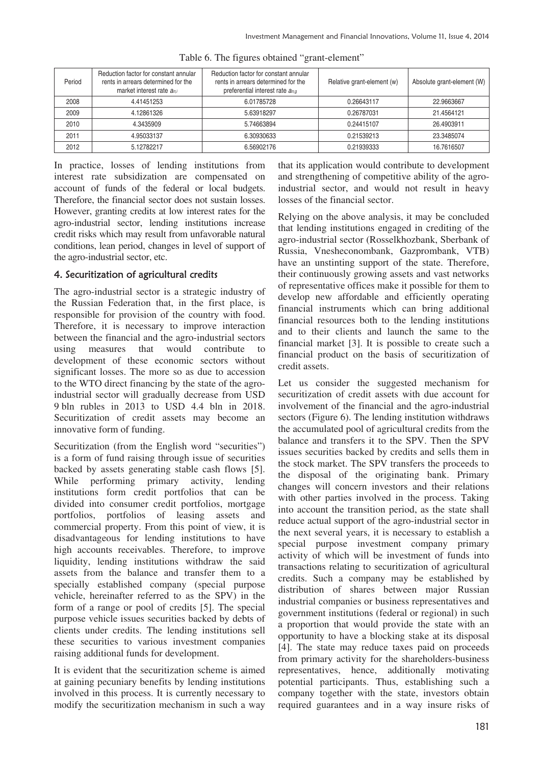Table 6. The figures obtained "grant-element"

| Period | Reduction factor for constant annular rents in arrears determined for the market interest rate $a_{n;i}$ | Reduction factor for constant annular rents in arrears determined for the preferential interest rate $a_{n;g}$ | Relative grant-element (w) | Absolute grant-element (W) |
|---|---|---|---|---|
| 2008 | 4.41451253 | 6.01785728 | 0.26643117 | 22.9663667 |
| 2009 | 4.12861326 | 5.63918297 | 0.26787031 | 21.4564121 |
| 2010 | 4.3435909 | 5.74663894 | 0.24415107 | 26.4903911 |
| 2011 | 4.95033137 | 6.30930633 | 0.21539213 | 23.3485074 |
| 2012 | 5.12782217 | 6.56902176 | 0.21939333 | 16.7616507 |

In practice, losses of lending institutions from interest rate subsidization are compensated on account of funds of the federal or local budgets. Therefore, the financial sector does not sustain losses. However, granting credits at low interest rates for the agro-industrial sector, lending institutions increase credit risks which may result from unfavorable natural conditions, lean period, changes in level of support of the agro-industrial sector, etc.

## 4. Securitization of agricultural credits

The agro-industrial sector is a strategic industry of the Russian Federation that, in the first place, is responsible for provision of the country with food. Therefore, it is necessary to improve interaction between the financial and the agro-industrial sectors using measures that would contribute to development of these economic sectors without significant losses. The more so as due to accession to the WTO direct financing by the state of the agro-industrial sector will gradually decrease from USD 9 bln rubles in 2013 to USD 4.4 bln in 2018. Securitization of credit assets may become an innovative form of funding.

Securitization (from the English word "securities") is a form of fund raising through issue of securities backed by assets generating stable cash flows [5]. While performing primary activity, lending institutions form credit portfolios that can be divided into consumer credit portfolios, mortgage portfolios, portfolios of leasing assets and commercial property. From this point of view, it is disadvantageous for lending institutions to have high accounts receivables. Therefore, to improve liquidity, lending institutions withdraw the said assets from the balance and transfer them to a specially established company (special purpose vehicle, hereinafter referred to as the SPV) in the form of a range or pool of credits [5]. The special purpose vehicle issues securities backed by debts of clients under credits. The lending institutions sell these securities to various investment companies raising additional funds for development.

It is evident that the securitization scheme is aimed at gaining pecuniary benefits by lending institutions involved in this process. It is currently necessary to modify the securitization mechanism in such a way that its application would contribute to development and strengthening of competitive ability of the agro-industrial sector, and would not result in heavy losses of the financial sector.

Relying on the above analysis, it may be concluded that lending institutions engaged in crediting of the agro-industrial sector (Rosselkhozbank, Sberbank of Russia, Vnesheconombank, Gazprombank, VTB) have an unstinting support of the state. Therefore, their continuously growing assets and vast networks of representative offices make it possible for them to develop new affordable and efficiently operating financial instruments which can bring additional financial resources both to the lending institutions and to their clients and launch the same to the financial market [3]. It is possible to create such a financial product on the basis of securitization of credit assets.

Let us consider the suggested mechanism for securitization of credit assets with due account for involvement of the financial and the agro-industrial sectors (Figure 6). The lending institution withdraws the accumulated pool of agricultural credits from the balance and transfers it to the SPV. Then the SPV issues securities backed by credits and sells them in the stock market. The SPV transfers the proceeds to the disposal of the originating bank. Primary changes will concern investors and their relations with other parties involved in the process. Taking into account the transition period, as the state shall reduce actual support of the agro-industrial sector in the next several years, it is necessary to establish a special purpose investment company primary activity of which will be investment of funds into transactions relating to securitization of agricultural credits. Such a company may be established by distribution of shares between major Russian industrial companies or business representatives and government institutions (federal or regional) in such a proportion that would provide the state with an opportunity to have a blocking stake at its disposal [4]. The state may reduce taxes paid on proceeds from primary activity for the shareholders-business representatives, hence, additionally motivating potential participants. Thus, establishing such a company together with the state, investors obtain required guarantees and in a way insure risks of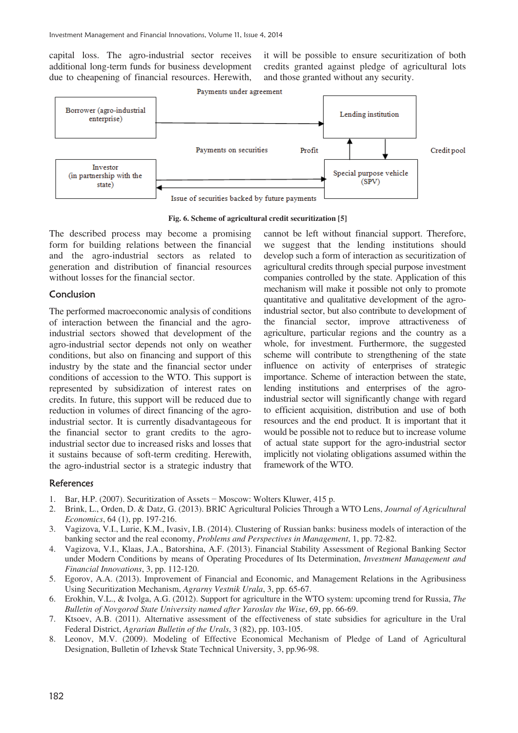capital loss. The agro-industrial sector receives additional long-term funds for business development due to cheapening of financial resources. Herewith, it will be possible to ensure securitization of both credits granted against pledge of agricultural lots and those granted without any security.

Payments under agreement

Borrower (agro-industrial enterprise)

Lending institution

Payments on securities

Profit

Credit pool

Investor (in partnership with the state)

Special purpose vehicle (SPV)

Issue of securities backed by future payments

**Fig. 6. Scheme of agricultural credit securitization [5]**

The described process may become a promising form for building relations between the financial and the agro-industrial sectors as related to generation and distribution of financial resources without losses for the financial sector.

## Conclusion

The performed macroeconomic analysis of conditions of interaction between the financial and the agro-industrial sectors showed that development of the agro-industrial sector depends not only on weather conditions, but also on financing and support of this industry by the state and the financial sector under conditions of accession to the WTO. This support is represented by subsidization of interest rates on credits. In future, this support will be reduced due to reduction in volumes of direct financing of the agro-industrial sector. It is currently disadvantageous for the financial sector to grant credits to the agro-industrial sector due to increased risks and losses that it sustains because of soft-term crediting. Herewith, the agro-industrial sector is a strategic industry that cannot be left without financial support. Therefore, we suggest that the lending institutions should develop such a form of interaction as securitization of agricultural credits through special purpose investment companies controlled by the state. Application of this mechanism will make it possible not only to promote quantitative and qualitative development of the agro-industrial sector, but also contribute to development of the financial sector, improve attractiveness of agriculture, particular regions and the country as a whole, for investment. Furthermore, the suggested scheme will contribute to strengthening of the state influence on activity of enterprises of strategic importance. Scheme of interaction between the state, lending institutions and enterprises of the agro-industrial sector will significantly change with regard to efficient acquisition, distribution and use of both resources and the end product. It is important that it would be possible not to reduce but to increase volume of actual state support for the agro-industrial sector implicitly not violating obligations assumed within the framework of the WTO.

## References

1. Bar, H.P. (2007). Securitization of Assets − Moscow: Wolters Kluwer, 415 p.
2. Brink, L., Orden, D. & Datz, G. (2013). BRIC Agricultural Policies Through a WTO Lens, *Journal of Agricultural Economics*, 64 (1), pp. 197-216.
3. Vagizova, V.I., Lurie, K.M., Ivasiv, I.B. (2014). Clustering of Russian banks: business models of interaction of the banking sector and the real economy, *Problems and Perspectives in Management*, 1, pp. 72-82.
4. Vagizova, V.I., Klaas, J.A., Batorshina, A.F. (2013). Financial Stability Assessment of Regional Banking Sector under Modern Conditions by means of Operating Procedures of Its Determination, *Investment Management and Financial Innovations*, 3, pp. 112-120.
5. Egorov, A.A. (2013). Improvement of Financial and Economic, and Management Relations in the Agribusiness Using Securitization Mechanism, *Agrarny Vestnik Urala*, 3, pp. 65-67.
6. Erokhin, V.L., & Ivolga, A.G. (2012). Support for agriculture in the WTO system: upcoming trend for Russia, *The Bulletin of Novgorod State University named after Yaroslav the Wise*, 69, pp. 66-69.
7. Ktsoev, A.B. (2011). Alternative assessment of the effectiveness of state subsidies for agriculture in the Ural Federal District, *Agrarian Bulletin of the Urals*, 3 (82), pp. 103-105.
8. Leonov, M.V. (2009). Modeling of Effective Economical Mechanism of Pledge of Land of Agricultural Designation, Bulletin of Izhevsk State Technical University, 3, pp.96-98.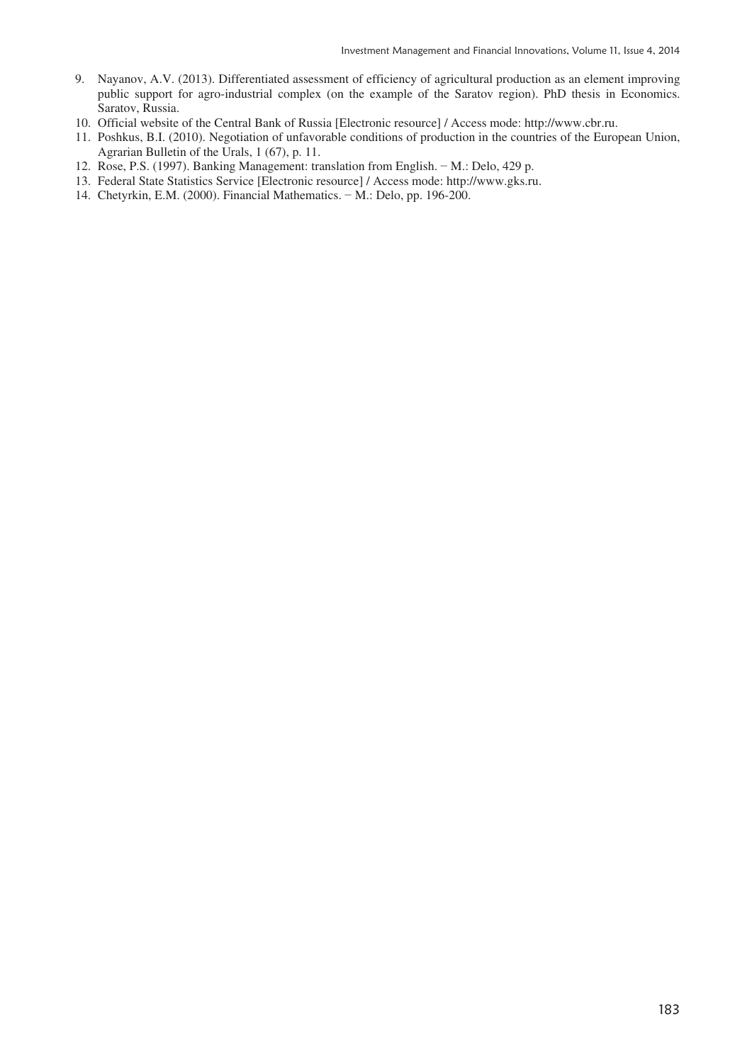9. Nayanov, A.V. (2013). Differentiated assessment of efficiency of agricultural production as an element improving public support for agro-industrial complex (on the example of the Saratov region). PhD thesis in Economics. Saratov, Russia.
10. Official website of the Central Bank of Russia [Electronic resource] / Access mode: http://www.cbr.ru.
11. Poshkus, B.I. (2010). Negotiation of unfavorable conditions of production in the countries of the European Union, Agrarian Bulletin of the Urals, 1 (67), p. 11.
12. Rose, P.S. (1997). Banking Management: translation from English. – M.: Delo, 429 p.
13. Federal State Statistics Service [Electronic resource] / Access mode: http://www.gks.ru.
14. Chetyrkin, E.M. (2000). Financial Mathematics. – M.: Delo, pp. 196-200.